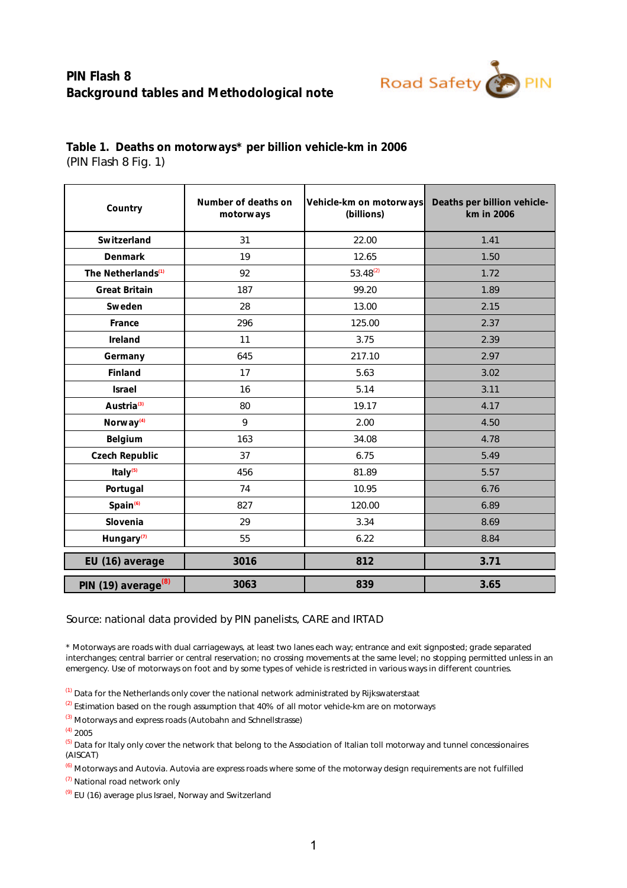# PIN Flash 8
## Background tables and Methodological note

### Table 1. Deaths on motorways* per billion vehicle-km in 2006
(PIN Flash 8 Fig. 1)

| Country | Number of deaths on motorways | Vehicle-km on motorways (billions) | Deaths per billion vehicle-km in 2006 |
|---|---|---|---|
| Switzerland | 31 | 22.00 | 1.41 |
| Denmark | 19 | 12.65 | 1.50 |
| The Netherlands[1] | 92 | 53.48[2] | 1.72 |
| Great Britain | 187 | 99.20 | 1.89 |
| Sweden | 28 | 13.00 | 2.15 |
| France | 296 | 125.00 | 2.37 |
| Ireland | 11 | 3.75 | 2.39 |
| Germany | 645 | 217.10 | 2.97 |
| Finland | 17 | 5.63 | 3.02 |
| Israel | 16 | 5.14 | 3.11 |
| Austria[3] | 80 | 19.17 | 4.17 |
| Norway[4] | 9 | 2.00 | 4.50 |
| Belgium | 163 | 34.08 | 4.78 |
| Czech Republic | 37 | 6.75 | 5.49 |
| Italy[5] | 456 | 81.89 | 5.57 |
| Portugal | 74 | 10.95 | 6.76 |
| Spain[6] | 827 | 120.00 | 6.89 |
| Slovenia | 29 | 3.34 | 8.69 |
| Hungary[7] | 55 | 6.22 | 8.84 |
| **EU (16) average** | **3016** | **812** | **3.71** |
| **PIN (19) average[8]** | **3063** | **839** | **3.65** |

Source: national data provided by PIN panelists, CARE and IRTAD

* Motorways are roads with dual carriageways, at least two lanes each way; entrance and exit signposted; grade separated interchanges; central barrier or central reservation; no crossing movements at the same level; no stopping permitted unless in an emergency. Use of motorways on foot and by some types of vehicle is restricted in various ways in different countries.

[1] Data for the Netherlands only cover the national network administrated by Rijkswaterstaat

[2] Estimation based on the rough assumption that 40% of all motor vehicle-km are on motorways

[3] Motorways and express roads (Autobahn and Schnellstrasse)

[4] 2005

[5] Data for Italy only cover the network that belong to the Association of Italian toll motorway and tunnel concessionaires (AISCAT)

[6] Motorways and Autovia. Autovia are express roads where some of the motorway design requirements are not fulfilled

[7] National road network only

[9] EU (16) average plus Israel, Norway and Switzerland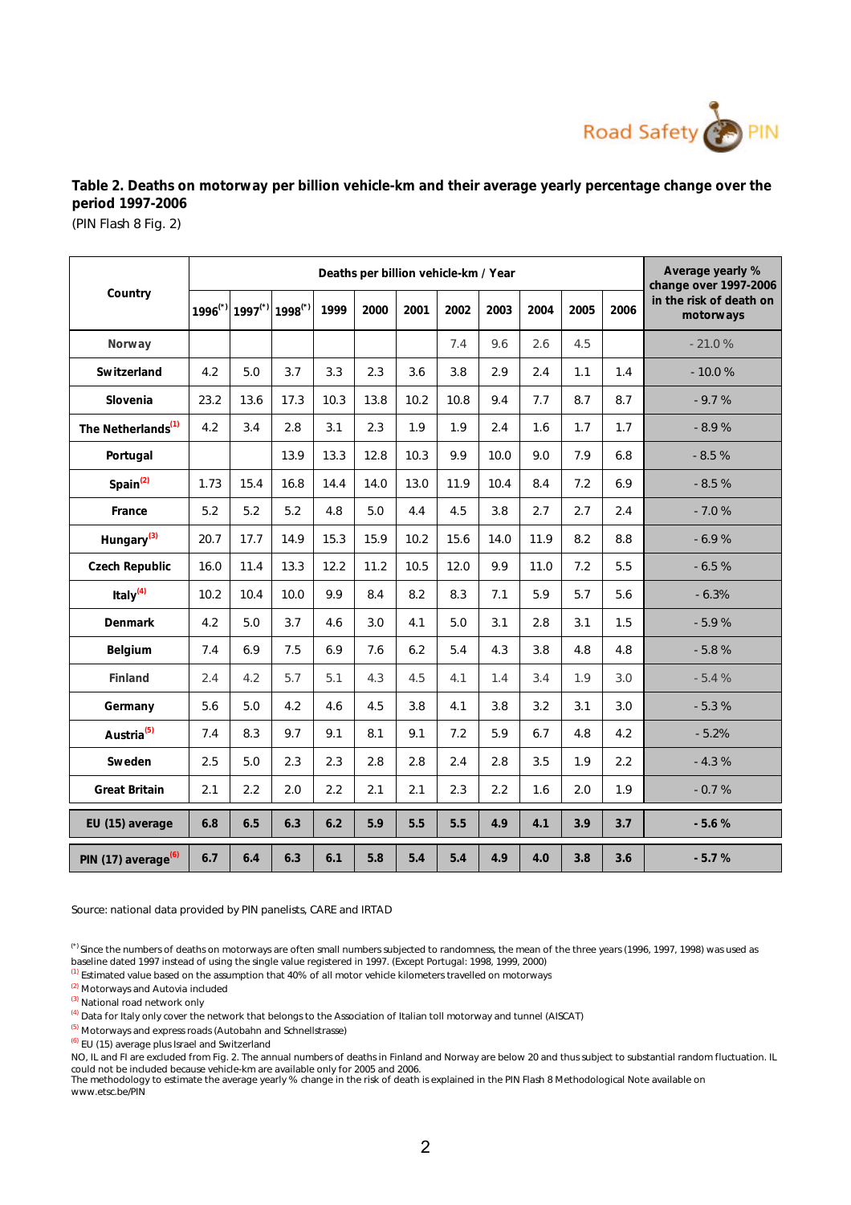**Table 2. Deaths on motorway per billion vehicle-km and their average yearly percentage change over the period 1997-2006**

(PIN Flash 8 Fig. 2)

| Country | Deaths per billion vehicle-km / Year | | | | | | | | | | | Average yearly % change over 1997-2006 in the risk of death on motorways |
|---|---|---|---|---|---|---|---|---|---|---|---|---|
| | 1996[(*)] | 1997[(*)] | 1998[(*)] | 1999 | 2000 | 2001 | 2002 | 2003 | 2004 | 2005 | 2006 | |
| Norway | | | | | | | 7.4 | 9.6 | 2.6 | 4.5 | | - 21.0 % |
| Switzerland | 4.2 | 5.0 | 3.7 | 3.3 | 2.3 | 3.6 | 3.8 | 2.9 | 2.4 | 1.1 | 1.4 | - 10.0 % |
| Slovenia | 23.2 | 13.6 | 17.3 | 10.3 | 13.8 | 10.2 | 10.8 | 9.4 | 7.7 | 8.7 | 8.7 | - 9.7 % |
| The Netherlands[(1)] | 4.2 | 3.4 | 2.8 | 3.1 | 2.3 | 1.9 | 1.9 | 2.4 | 1.6 | 1.7 | 1.7 | - 8.9 % |
| Portugal | | | 13.9 | 13.3 | 12.8 | 10.3 | 9.9 | 10.0 | 9.0 | 7.9 | 6.8 | - 8.5 % |
| Spain[(2)] | 1.73 | 15.4 | 16.8 | 14.4 | 14.0 | 13.0 | 11.9 | 10.4 | 8.4 | 7.2 | 6.9 | - 8.5 % |
| France | 5.2 | 5.2 | 5.2 | 4.8 | 5.0 | 4.4 | 4.5 | 3.8 | 2.7 | 2.7 | 2.4 | - 7.0 % |
| Hungary[(3)] | 20.7 | 17.7 | 14.9 | 15.3 | 15.9 | 10.2 | 15.6 | 14.0 | 11.9 | 8.2 | 8.8 | - 6.9 % |
| Czech Republic | 16.0 | 11.4 | 13.3 | 12.2 | 11.2 | 10.5 | 12.0 | 9.9 | 11.0 | 7.2 | 5.5 | - 6.5 % |
| Italy[(4)] | 10.2 | 10.4 | 10.0 | 9.9 | 8.4 | 8.2 | 8.3 | 7.1 | 5.9 | 5.7 | 5.6 | - 6.3% |
| Denmark | 4.2 | 5.0 | 3.7 | 4.6 | 3.0 | 4.1 | 5.0 | 3.1 | 2.8 | 3.1 | 1.5 | - 5.9 % |
| Belgium | 7.4 | 6.9 | 7.5 | 6.9 | 7.6 | 6.2 | 5.4 | 4.3 | 3.8 | 4.8 | 4.8 | - 5.8 % |
| Finland | 2.4 | 4.2 | 5.7 | 5.1 | 4.3 | 4.5 | 4.1 | 1.4 | 3.4 | 1.9 | 3.0 | - 5.4 % |
| Germany | 5.6 | 5.0 | 4.2 | 4.6 | 4.5 | 3.8 | 4.1 | 3.8 | 3.2 | 3.1 | 3.0 | - 5.3 % |
| Austria[(5)] | 7.4 | 8.3 | 9.7 | 9.1 | 8.1 | 9.1 | 7.2 | 5.9 | 6.7 | 4.8 | 4.2 | - 5.2% |
| Sweden | 2.5 | 5.0 | 2.3 | 2.3 | 2.8 | 2.8 | 2.4 | 2.8 | 3.5 | 1.9 | 2.2 | - 4.3 % |
| Great Britain | 2.1 | 2.2 | 2.0 | 2.2 | 2.1 | 2.1 | 2.3 | 2.2 | 1.6 | 2.0 | 1.9 | - 0.7 % |
| **EU (15) average** | **6.8** | **6.5** | **6.3** | **6.2** | **5.9** | **5.5** | **5.5** | **4.9** | **4.1** | **3.9** | **3.7** | **- 5.6 %** |
| **PIN (17) average[(6)]** | **6.7** | **6.4** | **6.3** | **6.1** | **5.8** | **5.4** | **5.4** | **4.9** | **4.0** | **3.8** | **3.6** | **- 5.7 %** |

Source: national data provided by PIN panelists, CARE and IRTAD

[(*)] Since the numbers of deaths on motorways are often small numbers subjected to randomness, the mean of the three years (1996, 1997, 1998) was used as baseline dated 1997 instead of using the single value registered in 1997. (Except Portugal: 1998, 1999, 2000)
[(1)] Estimated value based on the assumption that 40% of all motor vehicle kilometers travelled on motorways
[(2)] Motorways and Autovia included
[(3)] National road network only
[(4)] Data for Italy only cover the network that belongs to the Association of Italian toll motorway and tunnel (AISCAT)
[(5)] Motorways and express roads (Autobahn and Schnellstrasse)
[(6)] EU (15) average plus Israel and Switzerland
NO, IL and FI are excluded from Fig. 2. The annual numbers of deaths in Finland and Norway are below 20 and thus subject to substantial random fluctuation. IL could not be included because vehicle-km are available only for 2005 and 2006.
The methodology to estimate the average yearly % change in the risk of death is explained in the PIN Flash 8 Methodological Note available on www.etsc.be/PIN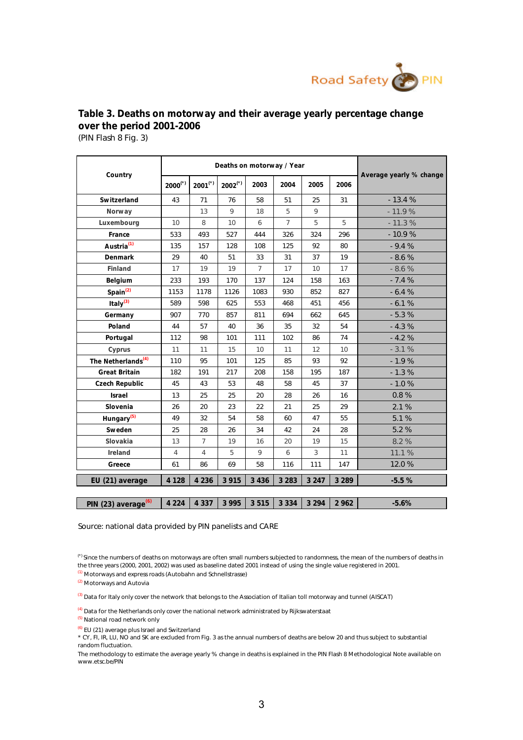## Table 3. Deaths on motorway and their average yearly percentage change over the period 2001-2006

(PIN Flash 8 Fig. 3)

| Country | Deaths on motorway / Year | | | | | | | Average yearly % change |
|---|---|---|---|---|---|---|---|---|
| | 2000[*] | 2001[*] | 2002[*] | 2003 | 2004 | 2005 | 2006 | |
| **Switzerland** | 43 | 71 | 76 | 58 | 51 | 25 | 31 | - 13.4 % |
| Norway | | 13 | 9 | 18 | 5 | 9 | | - 11.9 % |
| Luxembourg | 10 | 8 | 10 | 6 | 7 | 5 | 5 | - 11.3 % |
| **France** | 533 | 493 | 527 | 444 | 326 | 324 | 296 | - 10.9 % |
| **Austria**[(1)] | 135 | 157 | 128 | 108 | 125 | 92 | 80 | - 9.4 % |
| **Denmark** | 29 | 40 | 51 | 33 | 31 | 37 | 19 | - 8.6 % |
| Finland | 17 | 19 | 19 | 7 | 17 | 10 | 17 | - 8.6 % |
| **Belgium** | 233 | 193 | 170 | 137 | 124 | 158 | 163 | - 7.4 % |
| **Spain**[(2)] | 1153 | 1178 | 1126 | 1083 | 930 | 852 | 827 | - 6.4 % |
| **Italy**[(3)] | 589 | 598 | 625 | 553 | 468 | 451 | 456 | - 6.1 % |
| **Germany** | 907 | 770 | 857 | 811 | 694 | 662 | 645 | - 5.3 % |
| **Poland** | 44 | 57 | 40 | 36 | 35 | 32 | 54 | - 4.3 % |
| **Portugal** | 112 | 98 | 101 | 111 | 102 | 86 | 74 | - 4.2 % |
| Cyprus | 11 | 11 | 15 | 10 | 11 | 12 | 10 | - 3.1 % |
| **The Netherlands**[(4)] | 110 | 95 | 101 | 125 | 85 | 93 | 92 | - 1.9 % |
| **Great Britain** | 182 | 191 | 217 | 208 | 158 | 195 | 187 | - 1.3 % |
| **Czech Republic** | 45 | 43 | 53 | 48 | 58 | 45 | 37 | - 1.0 % |
| **Israel** | 13 | 25 | 25 | 20 | 28 | 26 | 16 | 0.8 % |
| **Slovenia** | 26 | 20 | 23 | 22 | 21 | 25 | 29 | 2.1 % |
| **Hungary**[(5)] | 49 | 32 | 54 | 58 | 60 | 47 | 55 | 5.1 % |
| **Sweden** | 25 | 28 | 26 | 34 | 42 | 24 | 28 | 5.2 % |
| Slovakia | 13 | 7 | 19 | 16 | 20 | 19 | 15 | 8.2 % |
| Ireland | 4 | 4 | 5 | 9 | 6 | 3 | 11 | 11.1 % |
| **Greece** | 61 | 86 | 69 | 58 | 116 | 111 | 147 | 12.0 % |
| **EU (21) average** | **4 128** | **4 236** | **3 915** | **3 436** | **3 283** | **3 247** | **3 289** | **-5.5 %** |
| **PIN (23) average**[(6)] | **4 224** | **4 337** | **3 995** | **3 515** | **3 334** | **3 294** | **2 962** | **-5.6%** |

Source: national data provided by PIN panelists and CARE

[*] Since the numbers of deaths on motorways are often small numbers subjected to randomness, the mean of the numbers of deaths in the three years (2000, 2001, 2002) was used as baseline dated 2001 instead of using the single value registered in 2001.

[(1)] Motorways and express roads (Autobahn and Schnellstrasse)

[(2)] Motorways and Autovia

[(3)] Data for Italy only cover the network that belongs to the Association of Italian toll motorway and tunnel (AISCAT)

[(4)] Data for the Netherlands only cover the national network administrated by Rijkswaterstaat

[(5)] National road network only

[(6)] EU (21) average plus Israel and Switzerland

* CY, FI, IR, LU, NO and SK are excluded from Fig. 3 as the annual numbers of deaths are below 20 and thus subject to substantial random fluctuation.

The methodology to estimate the average yearly % change in deaths is explained in the PIN Flash 8 Methodological Note available on www.etsc.be/PIN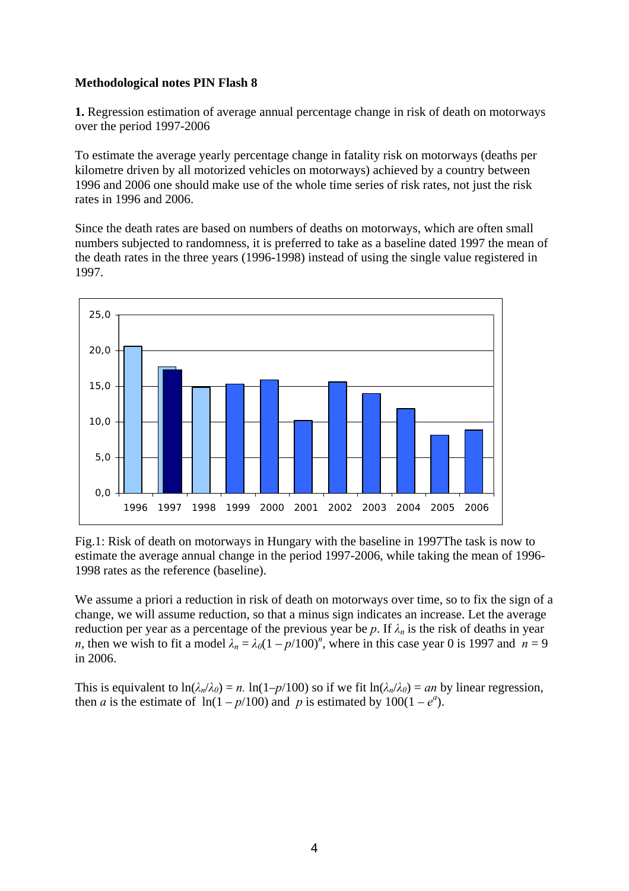**Methodological notes PIN Flash 8**

**1.** Regression estimation of average annual percentage change in risk of death on motorways over the period 1997-2006

To estimate the average yearly percentage change in fatality risk on motorways (deaths per kilometre driven by all motorized vehicles on motorways) achieved by a country between 1996 and 2006 one should make use of the whole time series of risk rates, not just the risk rates in 1996 and 2006.

Since the death rates are based on numbers of deaths on motorways, which are often small numbers subjected to randomness, it is preferred to take as a baseline dated 1997 the mean of the death rates in the three years (1996-1998) instead of using the single value registered in 1997.

Fig.1: Risk of death on motorways in Hungary with the baseline in 1997The task is now to estimate the average annual change in the period 1997-2006, while taking the mean of 1996-1998 rates as the reference (baseline).

We assume a priori a reduction in risk of death on motorways over time, so to fix the sign of a change, we will assume reduction, so that a minus sign indicates an increase. Let the average reduction per year as a percentage of the previous year be $p$. If $\lambda_n$ is the risk of deaths in year $n$, then we wish to fit a model $\lambda_n = \lambda_0(1 - p/100)^n$, where in this case year 0 is 1997 and $n = 9$ in 2006.

This is equivalent to $\ln(\lambda_n/\lambda_0) = n.\ \ln(1-p/100)$ so if we fit $\ln(\lambda_n/\lambda_0) = an$ by linear regression, then $a$ is the estimate of $\ln(1 - p/100)$ and $p$ is estimated by $100(1 - e^a)$.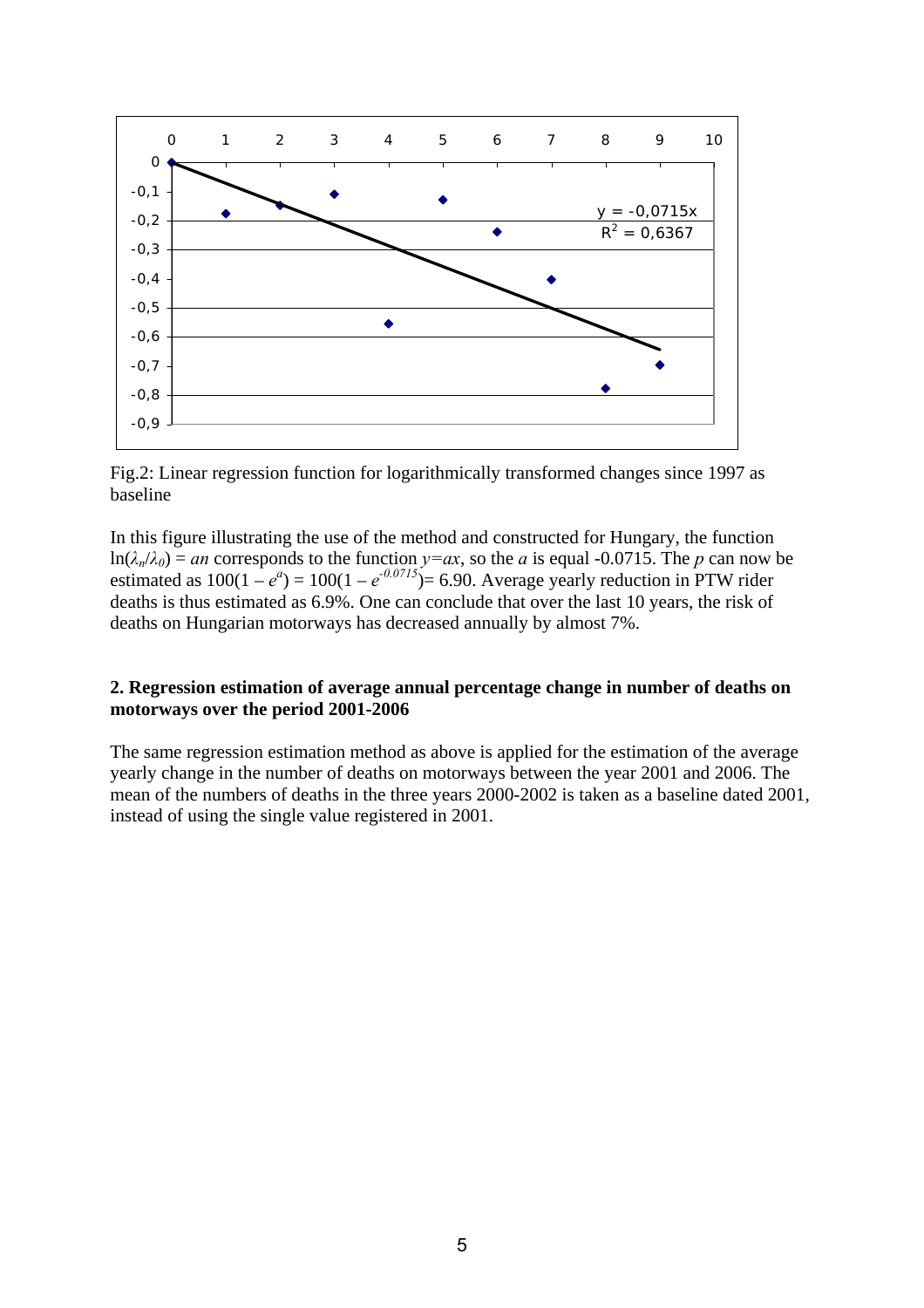0 1 2 3 4 5 6 7 8 9 10

0
-0,1
-0,2
-0,3
-0,4
-0,5
-0,6
-0,7
-0,8
-0,9

y = -0,0715x
$R^2$ = 0,6367

Fig.2: Linear regression function for logarithmically transformed changes since 1997 as baseline

In this figure illustrating the use of the method and constructed for Hungary, the function $\ln(\lambda_n/\lambda_0) = an$ corresponds to the function $y=ax$, so the $a$ is equal -0.0715. The $p$ can now be estimated as $100(1 - e^a) = 100(1 - e^{-0.0715}) = 6.90$. Average yearly reduction in PTW rider deaths is thus estimated as 6.9%. One can conclude that over the last 10 years, the risk of deaths on Hungarian motorways has decreased annually by almost 7%.

**2. Regression estimation of average annual percentage change in number of deaths on motorways over the period 2001-2006**

The same regression estimation method as above is applied for the estimation of the average yearly change in the number of deaths on motorways between the year 2001 and 2006. The mean of the numbers of deaths in the three years 2000-2002 is taken as a baseline dated 2001, instead of using the single value registered in 2001.